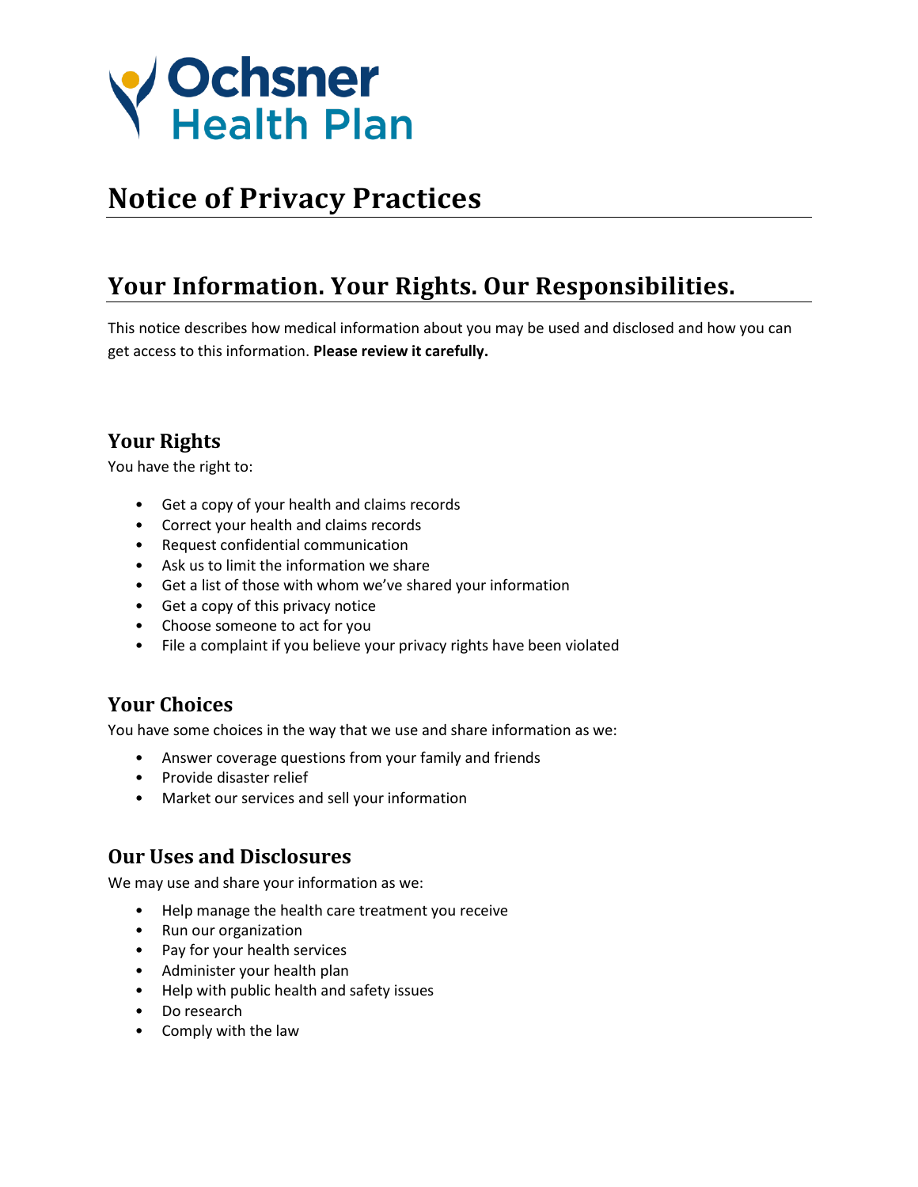Ochsner Health Plan

# Notice of Privacy Practices

## Your Information. Your Rights. Our Responsibilities.

This notice describes how medical information about you may be used and disclosed and how you can get access to this information. **Please review it carefully.**

### Your Rights

You have the right to:

- Get a copy of your health and claims records
- Correct your health and claims records
- Request confidential communication
- Ask us to limit the information we share
- Get a list of those with whom we've shared your information
- Get a copy of this privacy notice
- Choose someone to act for you
- File a complaint if you believe your privacy rights have been violated

### Your Choices

You have some choices in the way that we use and share information as we:

- Answer coverage questions from your family and friends
- Provide disaster relief
- Market our services and sell your information

### Our Uses and Disclosures

We may use and share your information as we:

- Help manage the health care treatment you receive
- Run our organization
- Pay for your health services
- Administer your health plan
- Help with public health and safety issues
- Do research
- Comply with the law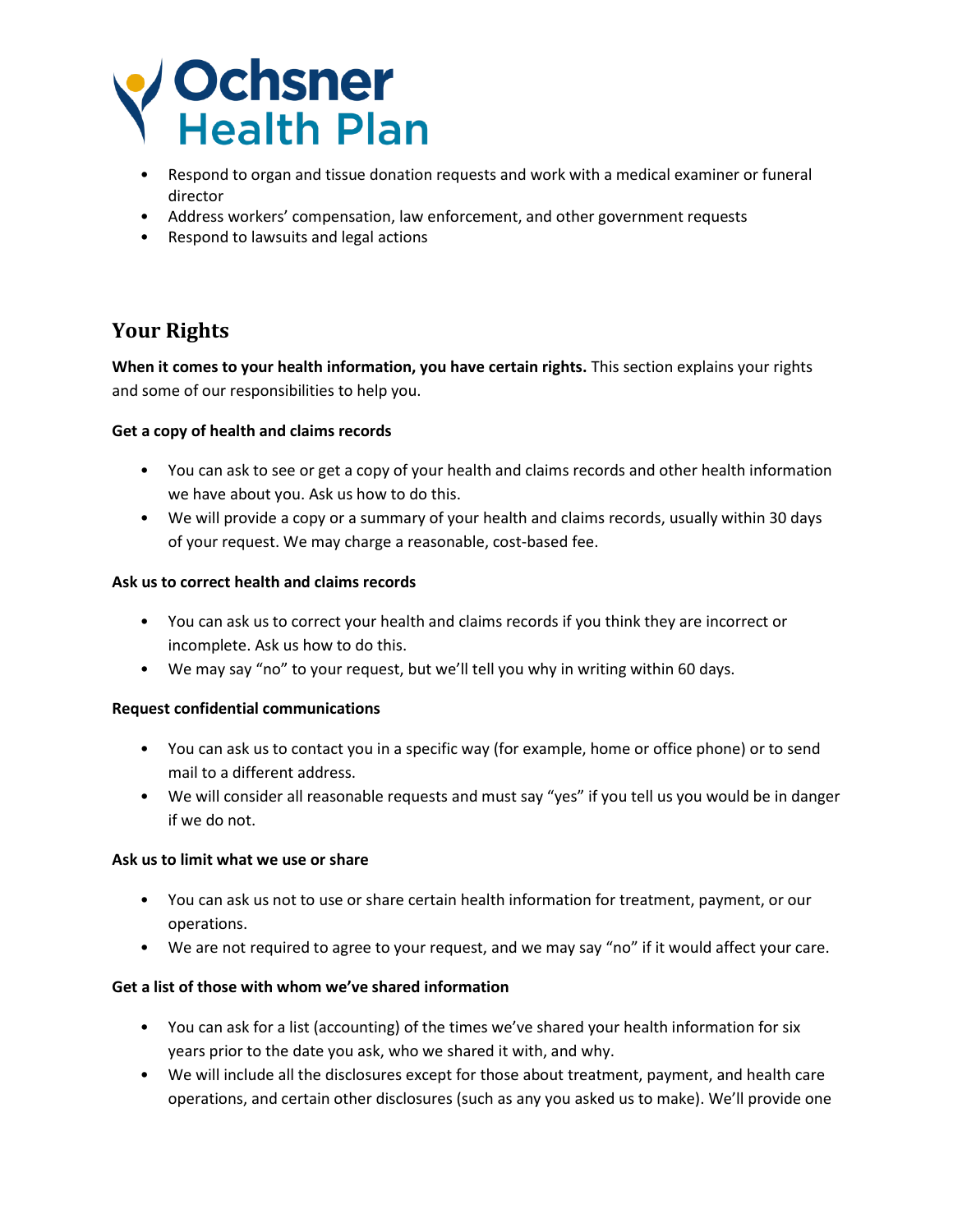- Respond to organ and tissue donation requests and work with a medical examiner or funeral director
- Address workers' compensation, law enforcement, and other government requests
- Respond to lawsuits and legal actions

## Your Rights

**When it comes to your health information, you have certain rights.** This section explains your rights and some of our responsibilities to help you.

**Get a copy of health and claims records**

- You can ask to see or get a copy of your health and claims records and other health information we have about you. Ask us how to do this.
- We will provide a copy or a summary of your health and claims records, usually within 30 days of your request. We may charge a reasonable, cost-based fee.

**Ask us to correct health and claims records**

- You can ask us to correct your health and claims records if you think they are incorrect or incomplete. Ask us how to do this.
- We may say "no" to your request, but we'll tell you why in writing within 60 days.

**Request confidential communications**

- You can ask us to contact you in a specific way (for example, home or office phone) or to send mail to a different address.
- We will consider all reasonable requests and must say "yes" if you tell us you would be in danger if we do not.

**Ask us to limit what we use or share**

- You can ask us not to use or share certain health information for treatment, payment, or our operations.
- We are not required to agree to your request, and we may say "no" if it would affect your care.

**Get a list of those with whom we've shared information**

- You can ask for a list (accounting) of the times we've shared your health information for six years prior to the date you ask, who we shared it with, and why.
- We will include all the disclosures except for those about treatment, payment, and health care operations, and certain other disclosures (such as any you asked us to make). We'll provide one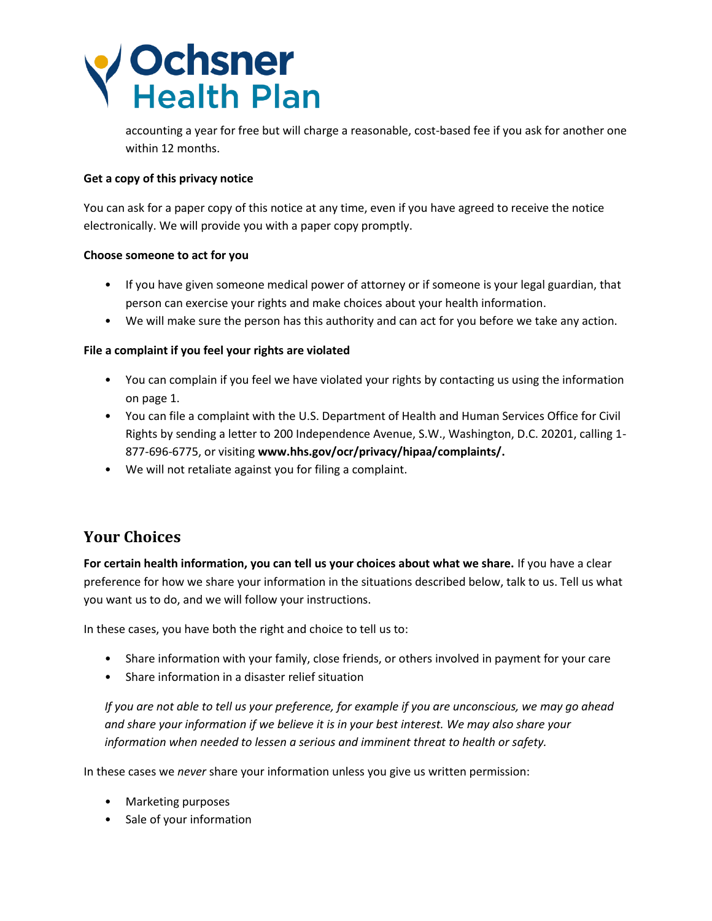accounting a year for free but will charge a reasonable, cost-based fee if you ask for another one within 12 months.

**Get a copy of this privacy notice**

You can ask for a paper copy of this notice at any time, even if you have agreed to receive the notice electronically. We will provide you with a paper copy promptly.

**Choose someone to act for you**

- If you have given someone medical power of attorney or if someone is your legal guardian, that person can exercise your rights and make choices about your health information.
- We will make sure the person has this authority and can act for you before we take any action.

**File a complaint if you feel your rights are violated**

- You can complain if you feel we have violated your rights by contacting us using the information on page 1.
- You can file a complaint with the U.S. Department of Health and Human Services Office for Civil Rights by sending a letter to 200 Independence Avenue, S.W., Washington, D.C. 20201, calling 1-877-696-6775, or visiting **www.hhs.gov/ocr/privacy/hipaa/complaints/.**
- We will not retaliate against you for filing a complaint.

## Your Choices

**For certain health information, you can tell us your choices about what we share.** If you have a clear preference for how we share your information in the situations described below, talk to us. Tell us what you want us to do, and we will follow your instructions.

In these cases, you have both the right and choice to tell us to:

- Share information with your family, close friends, or others involved in payment for your care
- Share information in a disaster relief situation

*If you are not able to tell us your preference, for example if you are unconscious, we may go ahead and share your information if we believe it is in your best interest. We may also share your information when needed to lessen a serious and imminent threat to health or safety.*

In these cases we *never* share your information unless you give us written permission:

- Marketing purposes
- Sale of your information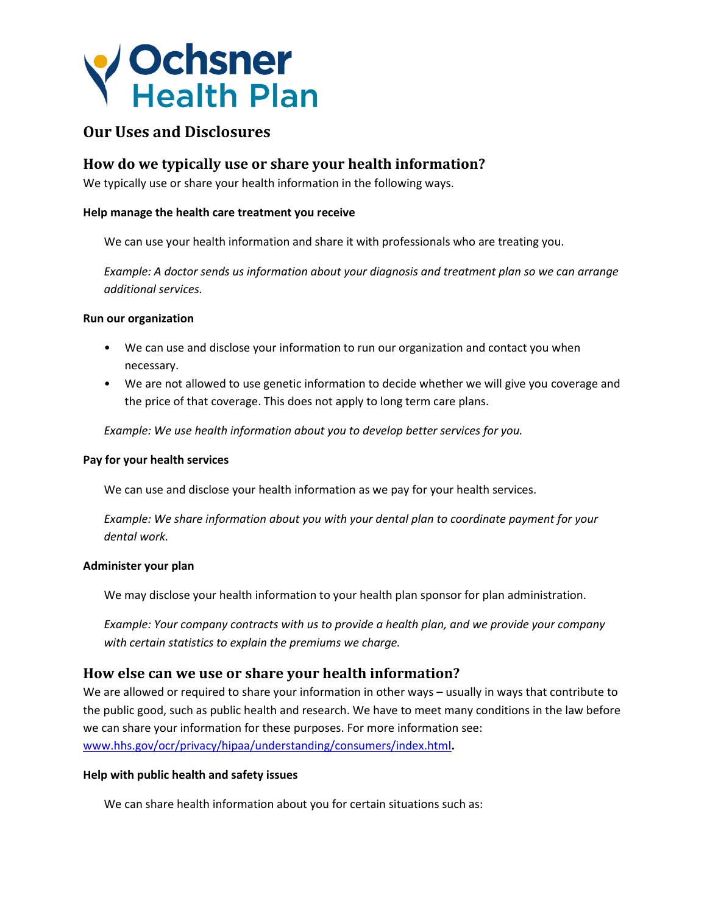# Ochsner Health Plan

## Our Uses and Disclosures

### How do we typically use or share your health information?

We typically use or share your health information in the following ways.

**Help manage the health care treatment you receive**

We can use your health information and share it with professionals who are treating you.

*Example: A doctor sends us information about your diagnosis and treatment plan so we can arrange additional services.*

**Run our organization**

- We can use and disclose your information to run our organization and contact you when necessary.
- We are not allowed to use genetic information to decide whether we will give you coverage and the price of that coverage. This does not apply to long term care plans.

*Example: We use health information about you to develop better services for you.*

**Pay for your health services**

We can use and disclose your health information as we pay for your health services.

*Example: We share information about you with your dental plan to coordinate payment for your dental work.*

**Administer your plan**

We may disclose your health information to your health plan sponsor for plan administration.

*Example: Your company contracts with us to provide a health plan, and we provide your company with certain statistics to explain the premiums we charge.*

### How else can we use or share your health information?

We are allowed or required to share your information in other ways – usually in ways that contribute to the public good, such as public health and research. We have to meet many conditions in the law before we can share your information for these purposes. For more information see: [www.hhs.gov/ocr/privacy/hipaa/understanding/consumers/index.html](www.hhs.gov/ocr/privacy/hipaa/understanding/consumers/index.html).

**Help with public health and safety issues**

We can share health information about you for certain situations such as: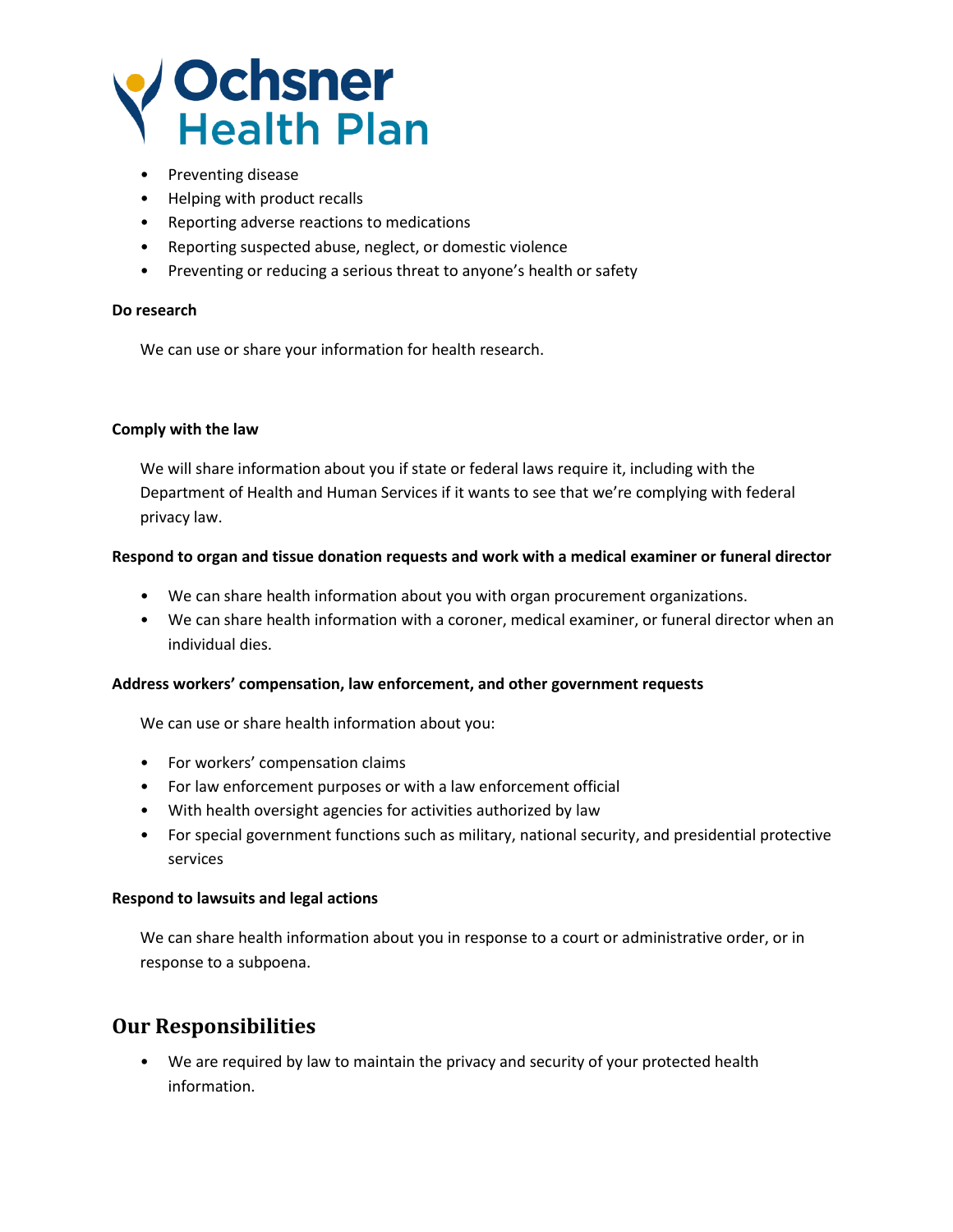- Preventing disease
- Helping with product recalls
- Reporting adverse reactions to medications
- Reporting suspected abuse, neglect, or domestic violence
- Preventing or reducing a serious threat to anyone's health or safety

**Do research**

We can use or share your information for health research.

**Comply with the law**

We will share information about you if state or federal laws require it, including with the Department of Health and Human Services if it wants to see that we're complying with federal privacy law.

**Respond to organ and tissue donation requests and work with a medical examiner or funeral director**

- We can share health information about you with organ procurement organizations.
- We can share health information with a coroner, medical examiner, or funeral director when an individual dies.

**Address workers' compensation, law enforcement, and other government requests**

We can use or share health information about you:

- For workers' compensation claims
- For law enforcement purposes or with a law enforcement official
- With health oversight agencies for activities authorized by law
- For special government functions such as military, national security, and presidential protective services

**Respond to lawsuits and legal actions**

We can share health information about you in response to a court or administrative order, or in response to a subpoena.

## Our Responsibilities

- We are required by law to maintain the privacy and security of your protected health information.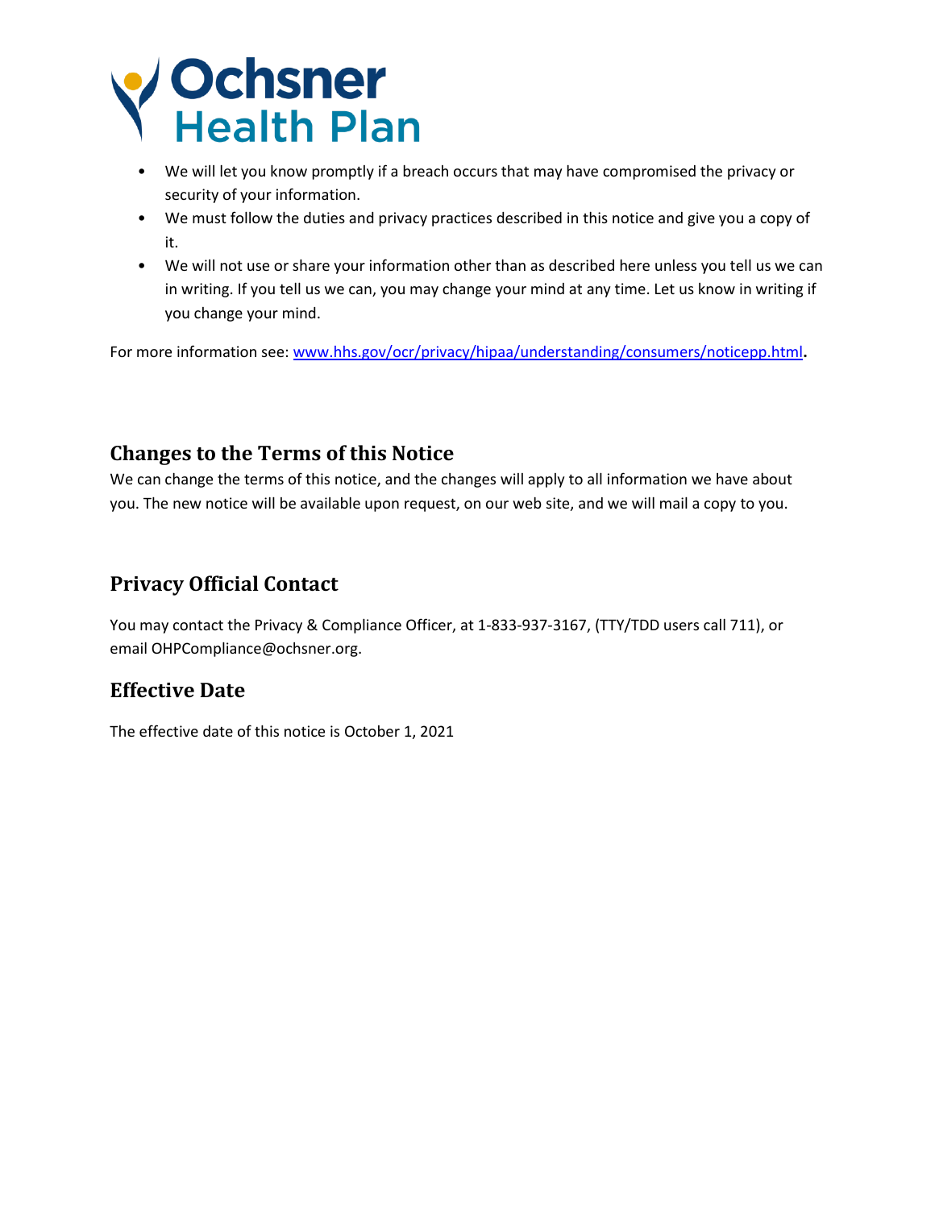- We will let you know promptly if a breach occurs that may have compromised the privacy or security of your information.
- We must follow the duties and privacy practices described in this notice and give you a copy of it.
- We will not use or share your information other than as described here unless you tell us we can in writing. If you tell us we can, you may change your mind at any time. Let us know in writing if you change your mind.

For more information see: www.hhs.gov/ocr/privacy/hipaa/understanding/consumers/noticepp.html**.**

## Changes to the Terms of this Notice

We can change the terms of this notice, and the changes will apply to all information we have about you. The new notice will be available upon request, on our web site, and we will mail a copy to you.

## Privacy Official Contact

You may contact the Privacy & Compliance Officer, at 1-833-937-3167, (TTY/TDD users call 711), or email OHPCompliance@ochsner.org.

## Effective Date

The effective date of this notice is October 1, 2021